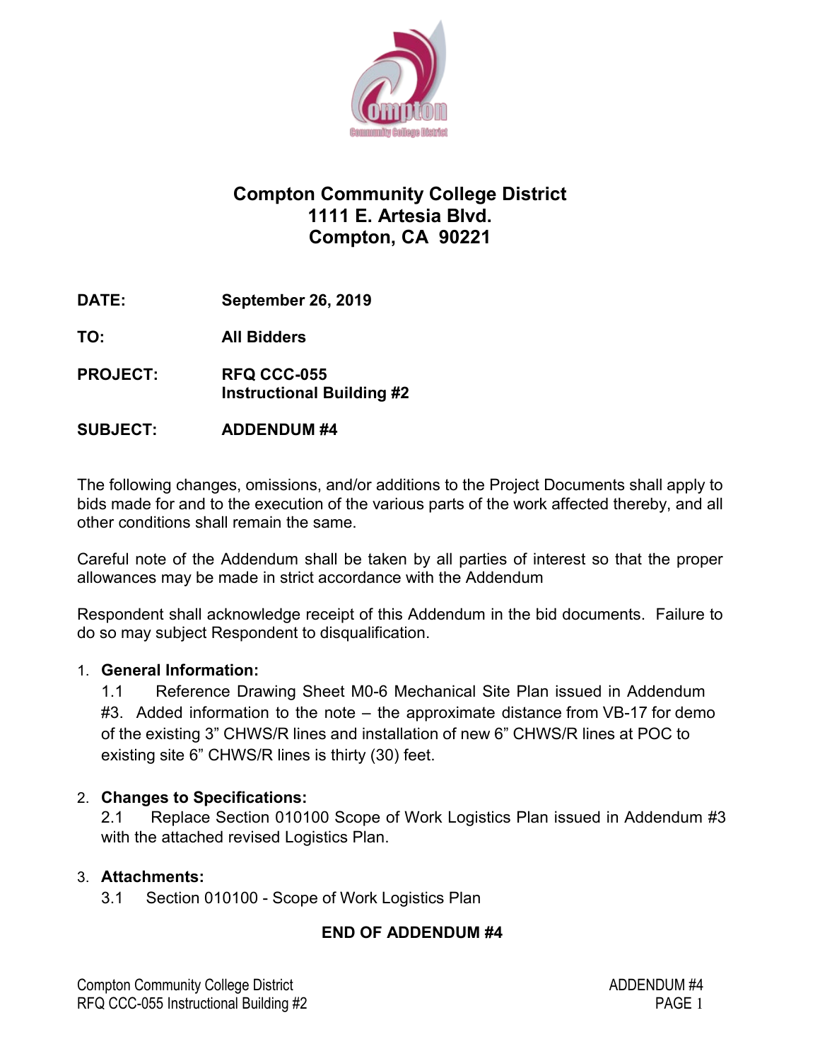# Compton Community College District
# 1111 E. Artesia Blvd.
# Compton, CA 90221

**DATE:** September 26, 2019

**TO:** All Bidders

**PROJECT:** RFQ CCC-055
Instructional Building #2

**SUBJECT:** ADDENDUM #4

The following changes, omissions, and/or additions to the Project Documents shall apply to bids made for and to the execution of the various parts of the work affected thereby, and all other conditions shall remain the same.

Careful note of the Addendum shall be taken by all parties of interest so that the proper allowances may be made in strict accordance with the Addendum

Respondent shall acknowledge receipt of this Addendum in the bid documents. Failure to do so may subject Respondent to disqualification.

1. **General Information:**
   1.1 Reference Drawing Sheet M0-6 Mechanical Site Plan issued in Addendum #3. Added information to the note – the approximate distance from VB-17 for demo of the existing 3" CHWS/R lines and installation of new 6" CHWS/R lines at POC to existing site 6" CHWS/R lines is thirty (30) feet.

2. **Changes to Specifications:**
   2.1 Replace Section 010100 Scope of Work Logistics Plan issued in Addendum #3 with the attached revised Logistics Plan.

3. **Attachments:**
   3.1 Section 010100 - Scope of Work Logistics Plan

**END OF ADDENDUM #4**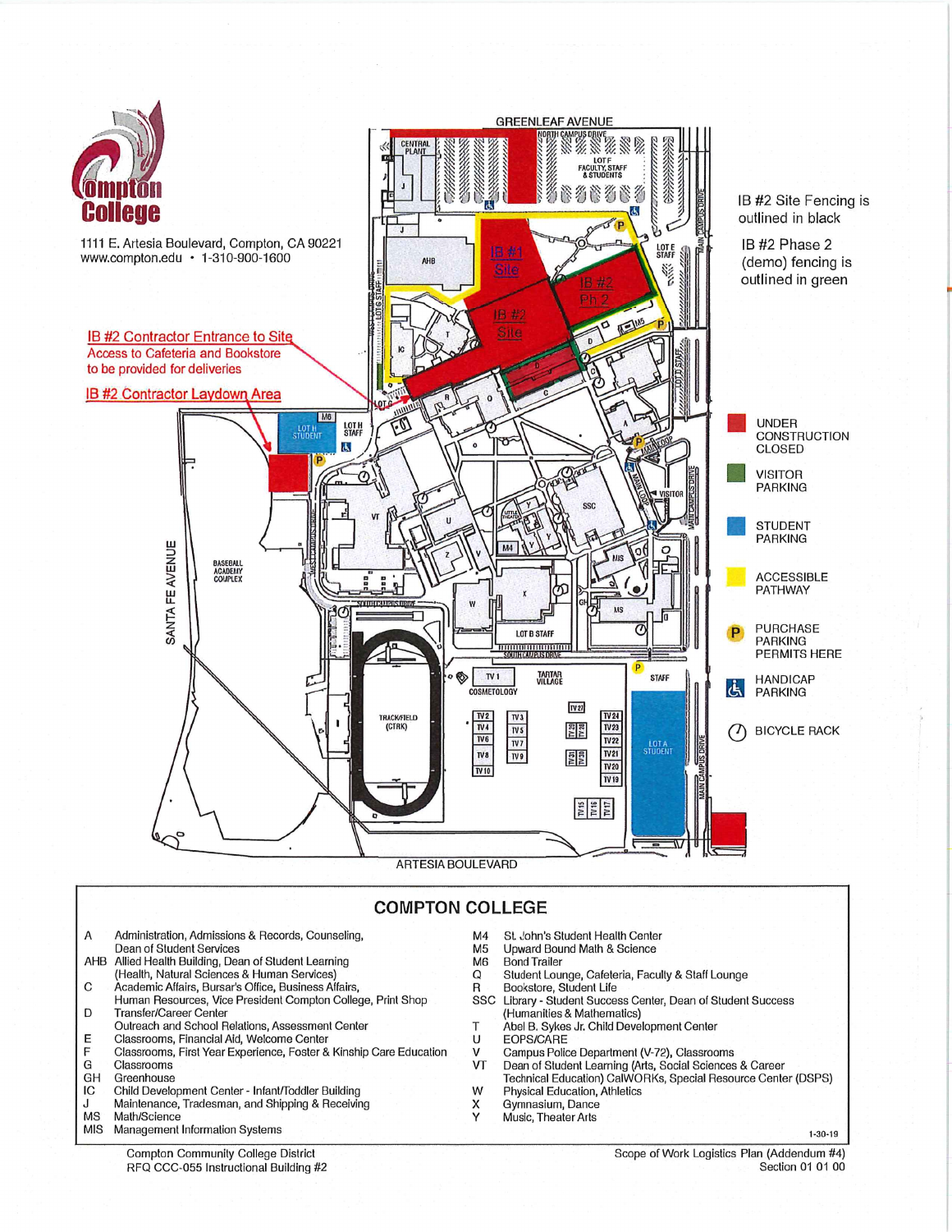Compton College

1111 E. Artesia Boulevard, Compton, CA 90221
www.compton.edu • 1-310-900-1600

IB #2 Contractor Entrance to Site
Access to Cafeteria and Bookstore to be provided for deliveries

IB #2 Contractor Laydown Area

IB #2 Site Fencing is outlined in black

IB #2 Phase 2 (demo) fencing is outlined in green

GREENLEAF AVENUE

SANTA FE AVENUE

ARTESIA BOULEVARD

IB #1 Site

IB #2 Site

IB #2 Ph 2

UNDER CONSTRUCTION CLOSED

VISITOR PARKING

STUDENT PARKING

ACCESSIBLE PATHWAY

PURCHASE PARKING PERMITS HERE

HANDICAP PARKING

BICYCLE RACK

## COMPTON COLLEGE

| | |
|---|---|
| A | Administration, Admissions & Records, Counseling, Dean of Student Services |
| AHB | Allied Health Building, Dean of Student Learning (Health, Natural Sciences & Human Services) |
| C | Academic Affairs, Bursar's Office, Business Affairs, Human Resources, Vice President Compton College, Print Shop |
| D | Transfer/Career Center Outreach and School Relations, Assessment Center |
| E | Classrooms, Financial Aid, Welcome Center |
| F | Classrooms, First Year Experience, Foster & Kinship Care Education |
| G | Classrooms |
| GH | Greenhouse |
| IC | Child Development Center - Infant/Toddler Building |
| J | Maintenance, Tradesman, and Shipping & Receiving |
| MS | Math/Science |
| MIS | Management Information Systems |
| M4 | St. John's Student Health Center |
| M5 | Upward Bound Math & Science |
| M6 | Bond Trailer |
| Q | Student Lounge, Cafeteria, Faculty & Staff Lounge |
| R | Bookstore, Student Life |
| SSC | Library - Student Success Center, Dean of Student Success (Humanities & Mathematics) |
| T | Abel B. Sykes Jr. Child Development Center |
| U | EOPS/CARE |
| V | Campus Police Department (V-72), Classrooms |
| VT | Dean of Student Learning (Arts, Social Sciences & Career Technical Education) CalWORKs, Special Resource Center (DSPS) |
| W | Physical Education, Athletics |
| X | Gymnasium, Dance |
| Y | Music, Theater Arts |

1-30-19

Compton Community College District
RFQ CCC-055 Instructional Building #2

Scope of Work Logistics Plan (Addendum #4)
Section 01 01 00